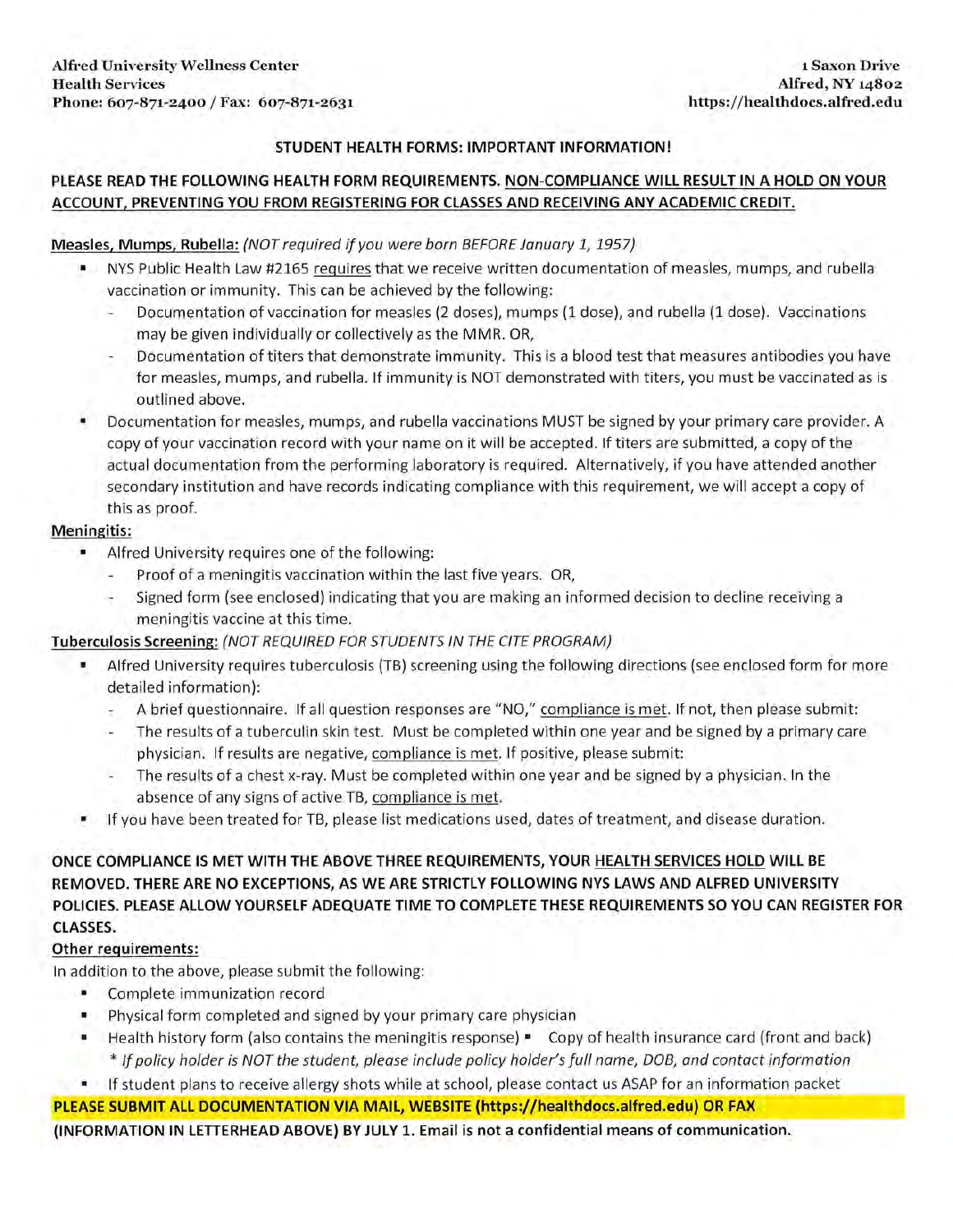**Alfred University Wellness Center**
**Health Services**
**Phone: 607-871-2400 / Fax: 607-871-2631**

**1 Saxon Drive**
**Alfred, NY 14802**
**https://healthdocs.alfred.edu**

## STUDENT HEALTH FORMS: IMPORTANT INFORMATION!

**PLEASE READ THE FOLLOWING HEALTH FORM REQUIREMENTS. NON-COMPLIANCE WILL RESULT IN A HOLD ON YOUR ACCOUNT, PREVENTING YOU FROM REGISTERING FOR CLASSES AND RECEIVING ANY ACADEMIC CREDIT.**

**Measles, Mumps, Rubella:** *(NOT required if you were born BEFORE January 1, 1957)*

- NYS Public Health Law #2165 requires that we receive written documentation of measles, mumps, and rubella vaccination or immunity. This can be achieved by the following:
  - Documentation of vaccination for measles (2 doses), mumps (1 dose), and rubella (1 dose). Vaccinations may be given individually or collectively as the MMR. OR,
  - Documentation of titers that demonstrate immunity. This is a blood test that measures antibodies you have for measles, mumps, and rubella. If immunity is NOT demonstrated with titers, you must be vaccinated as is outlined above.
- Documentation for measles, mumps, and rubella vaccinations MUST be signed by your primary care provider. A copy of your vaccination record with your name on it will be accepted. If titers are submitted, a copy of the actual documentation from the performing laboratory is required. Alternatively, if you have attended another secondary institution and have records indicating compliance with this requirement, we will accept a copy of this as proof.

**Meningitis:**

- Alfred University requires one of the following:
  - Proof of a meningitis vaccination within the last five years. OR,
  - Signed form (see enclosed) indicating that you are making an informed decision to decline receiving a meningitis vaccine at this time.

**Tuberculosis Screening:** *(NOT REQUIRED FOR STUDENTS IN THE CITE PROGRAM)*

- Alfred University requires tuberculosis (TB) screening using the following directions (see enclosed form for more detailed information):
  - A brief questionnaire. If all question responses are "NO," compliance is met. If not, then please submit:
  - The results of a tuberculin skin test. Must be completed within one year and be signed by a primary care physician. If results are negative, compliance is met. If positive, please submit:
  - The results of a chest x-ray. Must be completed within one year and be signed by a physician. In the absence of any signs of active TB, compliance is met.
- If you have been treated for TB, please list medications used, dates of treatment, and disease duration.

**ONCE COMPLIANCE IS MET WITH THE ABOVE THREE REQUIREMENTS, YOUR HEALTH SERVICES HOLD WILL BE REMOVED. THERE ARE NO EXCEPTIONS, AS WE ARE STRICTLY FOLLOWING NYS LAWS AND ALFRED UNIVERSITY POLICIES. PLEASE ALLOW YOURSELF ADEQUATE TIME TO COMPLETE THESE REQUIREMENTS SO YOU CAN REGISTER FOR CLASSES.**

**Other requirements:**

In addition to the above, please submit the following:

- Complete immunization record
- Physical form completed and signed by your primary care physician
- Health history form (also contains the meningitis response)
- Copy of health insurance card (front and back)
  *\* If policy holder is NOT the student, please include policy holder's full name, DOB, and contact information*
- If student plans to receive allergy shots while at school, please contact us ASAP for an information packet

**PLEASE SUBMIT ALL DOCUMENTATION VIA MAIL, WEBSITE (https://healthdocs.alfred.edu) OR FAX (INFORMATION IN LETTERHEAD ABOVE) BY JULY 1. Email is not a confidential means of communication.**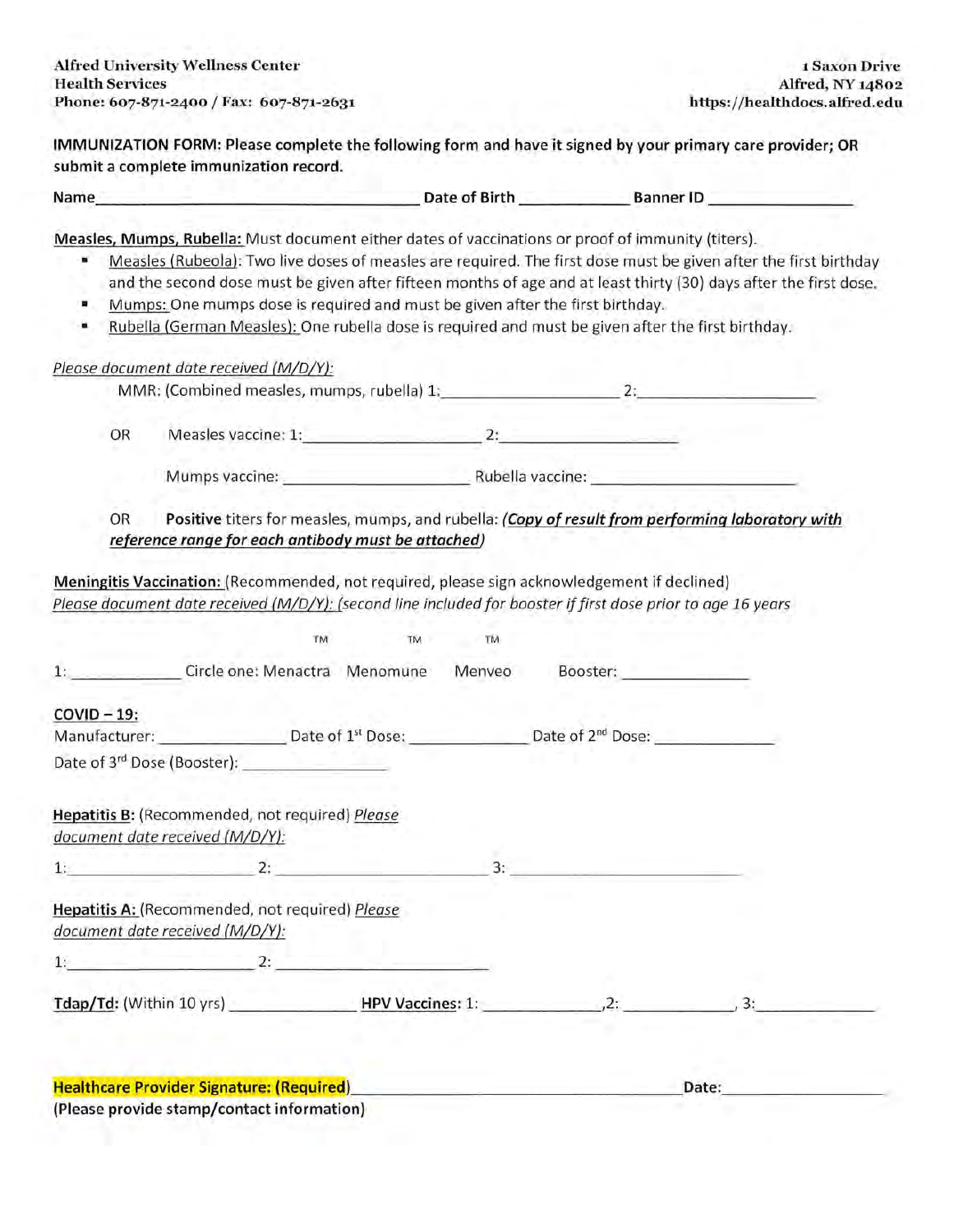**Alfred University Wellness Center**
**Health Services**
**Phone: 607-871-2400 / Fax: 607-871-2631**

**1 Saxon Drive**
**Alfred, NY 14802**
**https://healthdocs.alfred.edu**

**IMMUNIZATION FORM: Please complete the following form and have it signed by your primary care provider; OR submit a complete immunization record.**

**Name**_______________________________ **Date of Birth** ____________ **Banner ID** ________________

**Measles, Mumps, Rubella:** Must document either dates of vaccinations or proof of immunity (titers).

- Measles (Rubeola): Two live doses of measles are required. The first dose must be given after the first birthday and the second dose must be given after fifteen months of age and at least thirty (30) days after the first dose.
- Mumps: One mumps dose is required and must be given after the first birthday.
- Rubella (German Measles): One rubella dose is required and must be given after the first birthday.

*Please document date received (M/D/Y):*

MMR: (Combined measles, mumps, rubella) 1:____________________ 2:____________________

OR Measles vaccine: 1:____________________ 2:____________________

Mumps vaccine: ____________________ Rubella vaccine: ______________________

OR **Positive** titers for measles, mumps, and rubella: ***(Copy of result from performing laboratory with reference range for each antibody must be attached)***

**Meningitis Vaccination:** (Recommended, not required, please sign acknowledgement if declined)
*Please document date received (M/D/Y): (second line included for booster if first dose prior to age 16 years*

1: ____________ Circle one: Menactra™ Menomune™ Menveo™ Booster: ______________

**COVID – 19:**
Manufacturer: ______________ Date of 1st Dose: _____________ Date of 2nd Dose: _____________
Date of 3rd Dose (Booster): ________________

**Hepatitis B:** (Recommended, not required) *Please document date received (M/D/Y):*

1:____________________ 2: ______________________ 3: ________________________

**Hepatitis A:** (Recommended, not required) *Please document date received (M/D/Y):*

1:____________________ 2: ______________________

**Tdap/Td:** (Within 10 yrs) ______________ **HPV Vaccines:** 1: _____________,2: ____________, 3:_____________

**Healthcare Provider Signature: (Required)**____________________________________ Date:__________________
**(Please provide stamp/contact information)**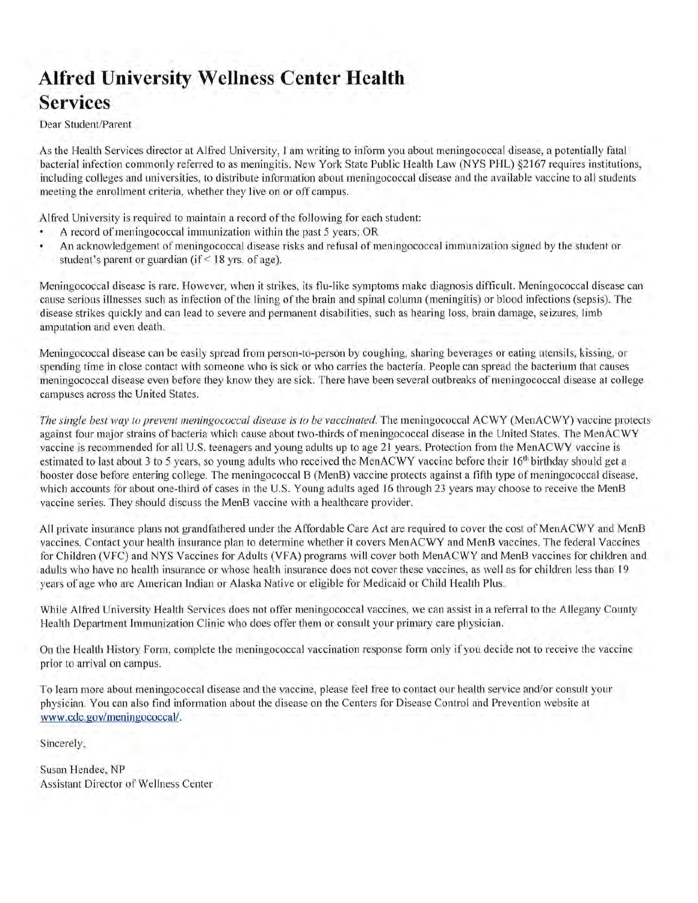# Alfred University Wellness Center Health Services

Dear Student/Parent

As the Health Services director at Alfred University, I am writing to inform you about meningococcal disease, a potentially fatal bacterial infection commonly referred to as meningitis. New York State Public Health Law (NYS PHL) §2167 requires institutions, including colleges and universities, to distribute information about meningococcal disease and the available vaccine to all students meeting the enrollment criteria, whether they live on or off campus.

Alfred University is required to maintain a record of the following for each student:

- A record of meningococcal immunization within the past 5 years; OR
- An acknowledgement of meningococcal disease risks and refusal of meningococcal immunization signed by the student or student's parent or guardian (if < 18 yrs. of age).

Meningococcal disease is rare. However, when it strikes, its flu-like symptoms make diagnosis difficult. Meningococcal disease can cause serious illnesses such as infection of the lining of the brain and spinal column (meningitis) or blood infections (sepsis). The disease strikes quickly and can lead to severe and permanent disabilities, such as hearing loss, brain damage, seizures, limb amputation and even death.

Meningococcal disease can be easily spread from person-to-person by coughing, sharing beverages or eating utensils, kissing, or spending time in close contact with someone who is sick or who carries the bacteria. People can spread the bacterium that causes meningococcal disease even before they know they are sick. There have been several outbreaks of meningococcal disease at college campuses across the United States.

*The single best way to prevent meningococcal disease is to be vaccinated.* The meningococcal ACWY (MenACWY) vaccine protects against four major strains of bacteria which cause about two-thirds of meningococcal disease in the United States. The MenACWY vaccine is recommended for all U.S. teenagers and young adults up to age 21 years. Protection from the MenACWY vaccine is estimated to last about 3 to 5 years, so young adults who received the MenACWY vaccine before their 16th birthday should get a booster dose before entering college. The meningococcal B (MenB) vaccine protects against a fifth type of meningococcal disease, which accounts for about one-third of cases in the U.S. Young adults aged 16 through 23 years may choose to receive the MenB vaccine series. They should discuss the MenB vaccine with a healthcare provider.

All private insurance plans not grandfathered under the Affordable Care Act are required to cover the cost of MenACWY and MenB vaccines. Contact your health insurance plan to determine whether it covers MenACWY and MenB vaccines. The federal Vaccines for Children (VFC) and NYS Vaccines for Adults (VFA) programs will cover both MenACWY and MenB vaccines for children and adults who have no health insurance or whose health insurance does not cover these vaccines, as well as for children less than 19 years of age who are American Indian or Alaska Native or eligible for Medicaid or Child Health Plus.

While Alfred University Health Services does not offer meningococcal vaccines, we can assist in a referral to the Allegany County Health Department Immunization Clinic who does offer them or consult your primary care physician.

On the Health History Form, complete the meningococcal vaccination response form only if you decide not to receive the vaccine prior to arrival on campus.

To learn more about meningococcal disease and the vaccine, please feel free to contact our health service and/or consult your physician. You can also find information about the disease on the Centers for Disease Control and Prevention website at www.cdc.gov/meningococcal/.

Sincerely,

Susan Hendee, NP
Assistant Director of Wellness Center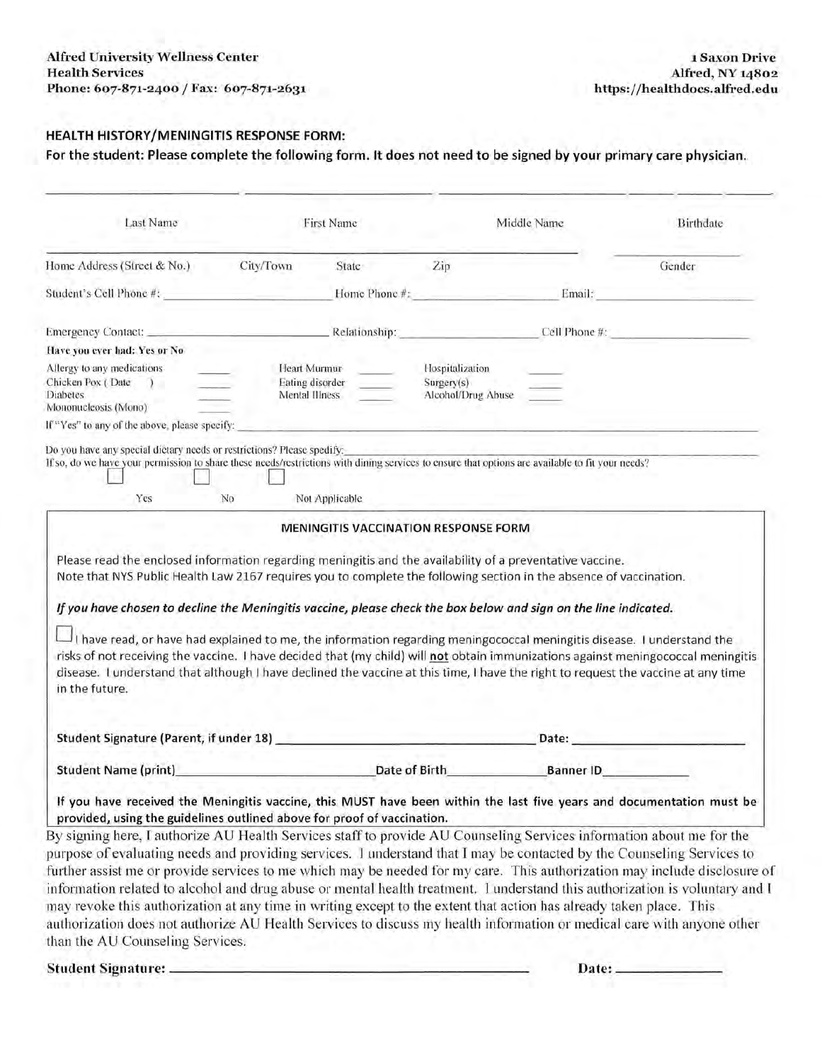**Alfred University Wellness Center**
**Health Services**
**Phone: 607-871-2400 / Fax: 607-871-2631**

**1 Saxon Drive**
**Alfred, NY 14802**
**https://healthdocs.alfred.edu**

## HEALTH HISTORY/MENINGITIS RESPONSE FORM:

**For the student: Please complete the following form. It does not need to be signed by your primary care physician.**

| Last Name | First Name | Middle Name | Birthdate |
|---|---|---|---|
| | | | |

| Home Address (Street & No.) | City/Town | State | Zip | Gender |
|---|---|---|---|---|
| | | | | |

Student's Cell Phone #: ________________ Home Phone #: ________________ Email: ________________

Emergency Contact: ________________ Relationship: ________________ Cell Phone #: ________________

**Have you ever had: Yes or No**

| | | | | | |
|---|---|---|---|---|---|
| Allergy to any medications | ____ | Heart Murmur | ____ | Hospitalization | ____ |
| Chicken Pox ( Date ) | ____ | Eating disorder | ____ | Surgery(s) | ____ |
| Diabetes | ____ | Mental Illness | ____ | Alcohol/Drug Abuse | ____ |
| Mononucleosis (Mono) | ____ | | | | |

If "Yes" to any of the above, please specify: ________________

Do you have any special dietary needs or restrictions? Please specify: ________________

If so, do we have your permission to share these needs/restrictions with dining services to ensure that options are available to fit your needs?

☐ Yes ☐ No ☐ Not Applicable

### MENINGITIS VACCINATION RESPONSE FORM

Please read the enclosed information regarding meningitis and the availability of a preventative vaccine.
Note that NYS Public Health Law 2167 requires you to complete the following section in the absence of vaccination.

***If you have chosen to decline the Meningitis vaccine, please check the box below and sign on the line indicated.***

☐ I have read, or have had explained to me, the information regarding meningococcal meningitis disease. I understand the risks of not receiving the vaccine. I have decided that (my child) will **not** obtain immunizations against meningococcal meningitis disease. I understand that although I have declined the vaccine at this time, I have the right to request the vaccine at any time in the future.

**Student Signature (Parent, if under 18)** ________________ **Date:** ________________

**Student Name (print)** ________________ **Date of Birth** ________________ **Banner ID** ________________

**If you have received the Meningitis vaccine, this MUST have been within the last five years and documentation must be provided, using the guidelines outlined above for proof of vaccination.**

By signing here, I authorize AU Health Services staff to provide AU Counseling Services information about me for the purpose of evaluating needs and providing services. I understand that I may be contacted by the Counseling Services to further assist me or provide services to me which may be needed for my care. This authorization may include disclosure of information related to alcohol and drug abuse or mental health treatment. I understand this authorization is voluntary and I may revoke this authorization at any time in writing except to the extent that action has already taken place. This authorization does not authorize AU Health Services to discuss my health information or medical care with anyone other than the AU Counseling Services.

**Student Signature:** ________________ **Date:** ________________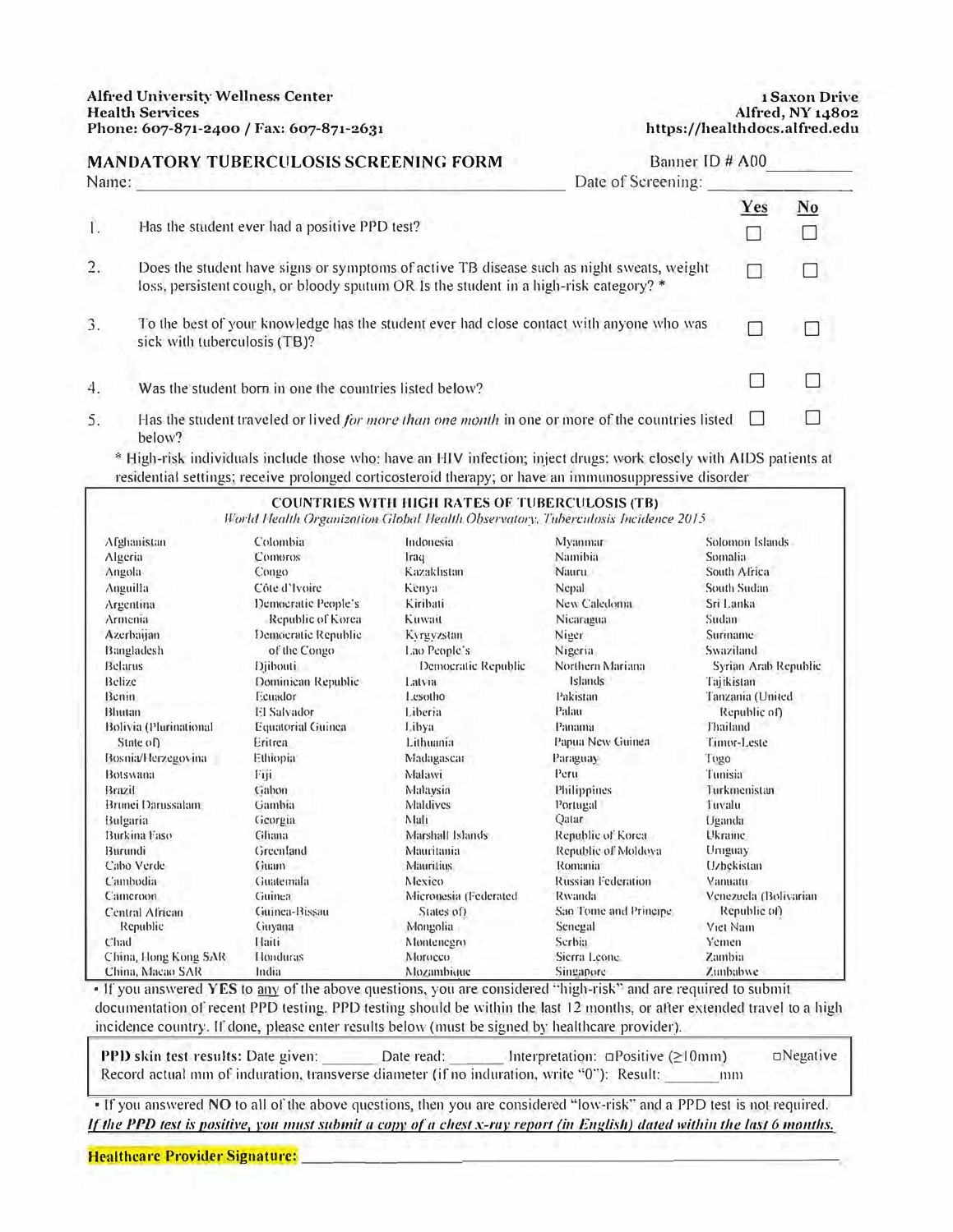**Alfred University Wellness Center**
**Health Services**
**Phone: 607-871-2400 / Fax: 607-871-2631**

**1 Saxon Drive**
**Alfred, NY 14802**
**https://healthdocs.alfred.edu**

## MANDATORY TUBERCULOSIS SCREENING FORM

Banner ID # A00__________

Name: ______________________________ Date of Screening: __________

| | | Yes | No |
|---|---|---|---|
| 1. | Has the student ever had a positive PPD test? | ☐ | ☐ |
| 2. | Does the student have signs or symptoms of active TB disease such as night sweats, weight loss, persistent cough, or bloody sputum OR Is the student in a high-risk category? * | ☐ | ☐ |
| 3. | To the best of your knowledge has the student ever had close contact with anyone who was sick with tuberculosis (TB)? | ☐ | ☐ |
| 4. | Was the student born in one the countries listed below? | ☐ | ☐ |
| 5. | Has the student traveled or lived *for more than one month* in one or more of the countries listed below? | ☐ | ☐ |

\* High-risk individuals include those who: have an HIV infection; inject drugs; work closely with AIDS patients at residential settings; receive prolonged corticosteroid therapy; or have an immunosuppressive disorder

### COUNTRIES WITH HIGH RATES OF TUBERCULOSIS (TB)

*World Health Organization Global Health Observatory, Tuberculosis Incidence 2015*

| | | | | |
|---|---|---|---|---|
| Afghanistan | Colombia | Indonesia | Myanmar | Solomon Islands |
| Algeria | Comoros | Iraq | Namibia | Somalia |
| Angola | Congo | Kazakhstan | Nauru | South Africa |
| Anguilla | Côte d'Ivoire | Kenya | Nepal | South Sudan |
| Argentina | Democratic People's Republic of Korea | Kiribati | New Caledonia | Sri Lanka |
| Armenia | Democratic Republic of the Congo | Kuwait | Nicaragua | Sudan |
| Azerbaijan | Djibouti | Kyrgyzstan | Niger | Suriname |
| Bangladesh | Dominican Republic | Lao People's Democratic Republic | Nigeria | Swaziland |
| Belarus | Ecuador | Latvia | Northern Mariana Islands | Syrian Arab Republic |
| Belize | El Salvador | Lesotho | Pakistan | Tajikistan |
| Benin | Equatorial Guinea | Liberia | Palau | Tanzania (United Republic of) |
| Bhutan | Eritrea | Libya | Panama | Thailand |
| Bolivia (Plurinational State of) | Ethiopia | Lithuania | Papua New Guinea | Timor-Leste |
| Bosnia/Herzegovina | Fiji | Madagascar | Paraguay | Togo |
| Botswana | Gabon | Malawi | Peru | Tunisia |
| Brazil | Gambia | Malaysia | Philippines | Turkmenistan |
| Brunei Darussalam | Georgia | Maldives | Portugal | Tuvalu |
| Bulgaria | Ghana | Mali | Qatar | Uganda |
| Burkina Faso | Greenland | Marshall Islands | Republic of Korea | Ukraine |
| Burundi | Guam | Mauritania | Republic of Moldova | Uruguay |
| Cabo Verde | Guatemala | Mauritius | Romania | Uzbekistan |
| Cambodia | Guinea | Mexico | Russian Federation | Vanuatu |
| Cameroon | Guinea-Bissau | Micronesia (Federated States of) | Rwanda | Venezuela (Bolivarian Republic of) |
| Central African Republic | Guyana | Mongolia | Sao Tome and Principe | Viet Nam |
| Chad | Haiti | Montenegro | Senegal | Yemen |
| China, Hong Kong SAR | Honduras | Morocco | Serbia | Zambia |
| China, Macao SAR | India | Mozambique | Sierra Leone | Zimbabwe |
| | | | Singapore | |

- If you answered **YES** to <u>any</u> of the above questions, you are considered "high-risk" and are required to submit documentation of recent PPD testing. PPD testing should be within the last 12 months, or after extended travel to a high incidence country. If done, please enter results below (must be signed by healthcare provider).

**PPD skin test results:** Date given: ______ Date read: ______ Interpretation: ☐Positive (≥10mm) ☐Negative
Record actual mm of induration, transverse diameter (if no induration, write "0"): Result: ______ mm

- If you answered NO to all of the above questions, then you are considered "low-risk" and a PPD test is not required.

***<u>If the PPD test is positive, you must submit a copy of a chest x-ray report (in English) dated within the last 6 months.</u>***

**Healthcare Provider Signature:** ______________________________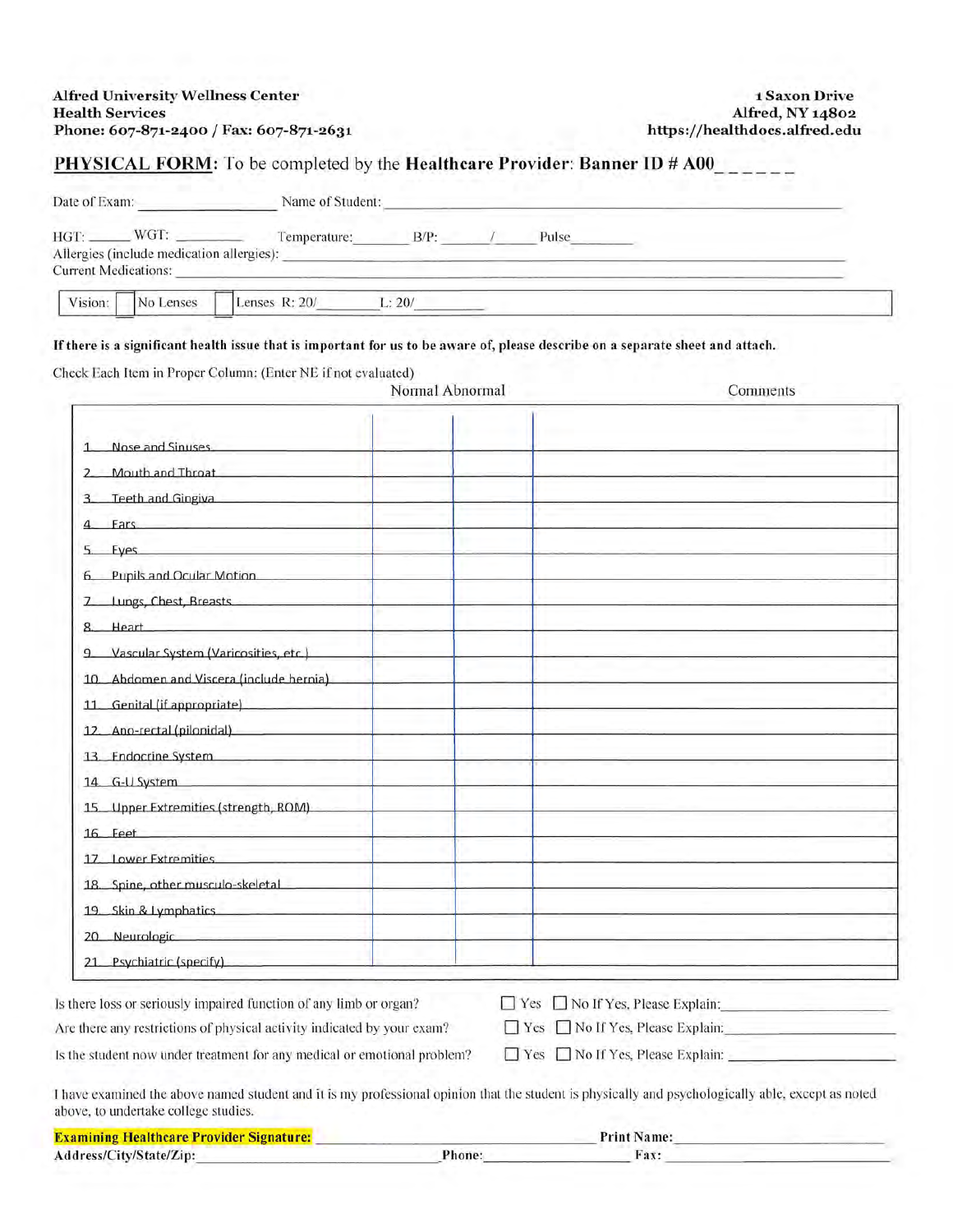**Alfred University Wellness Center**
**Health Services**
**Phone: 607-871-2400 / Fax: 607-871-2631**

**1 Saxon Drive**
**Alfred, NY 14802**
**https://healthdocs.alfred.edu**

## PHYSICAL FORM: To be completed by the **Healthcare Provider**: **Banner ID # A00_ _ _ _ _ _**

Date of Exam: ________________ Name of Student: ________________________________________

HGT: _____ WGT: ________ Temperature: _______ B/P: _____ / _____ Pulse _______

Allergies (include medication allergies): ________________________________________

Current Medications: ________________________________________

Vision: ☐ No Lenses ☐ Lenses R: 20/ ________ L: 20/ ________

**If there is a significant health issue that is important for us to be aware of, please describe on a separate sheet and attach.**

Check Each Item in Proper Column: (Enter NE if not evaluated)

| | Normal | Abnormal | Comments |
|---|---|---|---|
| 1 Nose and Sinuses | | | |
| 2 Mouth and Throat | | | |
| 3 Teeth and Gingiva | | | |
| 4 Ears | | | |
| 5 Eyes | | | |
| 6 Pupils and Ocular Motion | | | |
| 7 Lungs, Chest, Breasts | | | |
| 8 Heart | | | |
| 9 Vascular System (Varicosities, etc.) | | | |
| 10 Abdomen and Viscera (include hernia) | | | |
| 11 Genital (if appropriate) | | | |
| 12 Ano-rectal (pilonidal) | | | |
| 13 Endocrine System | | | |
| 14 G-U System | | | |
| 15 Upper Extremities (strength, ROM) | | | |
| 16 Feet | | | |
| 17 Lower Extremities | | | |
| 18 Spine, other musculo-skeletal | | | |
| 19 Skin & Lymphatics | | | |
| 20 Neurologic | | | |
| 21 Psychiatric (specify) | | | |

Is there loss or seriously impaired function of any limb or organ? ☐ Yes ☐ No If Yes, Please Explain: ____________

Are there any restrictions of physical activity indicated by your exam? ☐ Yes ☐ No If Yes, Please Explain: ____________

Is the student now under treatment for any medical or emotional problem? ☐ Yes ☐ No If Yes, Please Explain: ____________

I have examined the above named student and it is my professional opinion that the student is physically and psychologically able, except as noted above, to undertake college studies.

**Examining Healthcare Provider Signature:** ______________________ **Print Name:** ______________________

**Address/City/State/Zip:** ______________________ **Phone:** ______________ **Fax:** ______________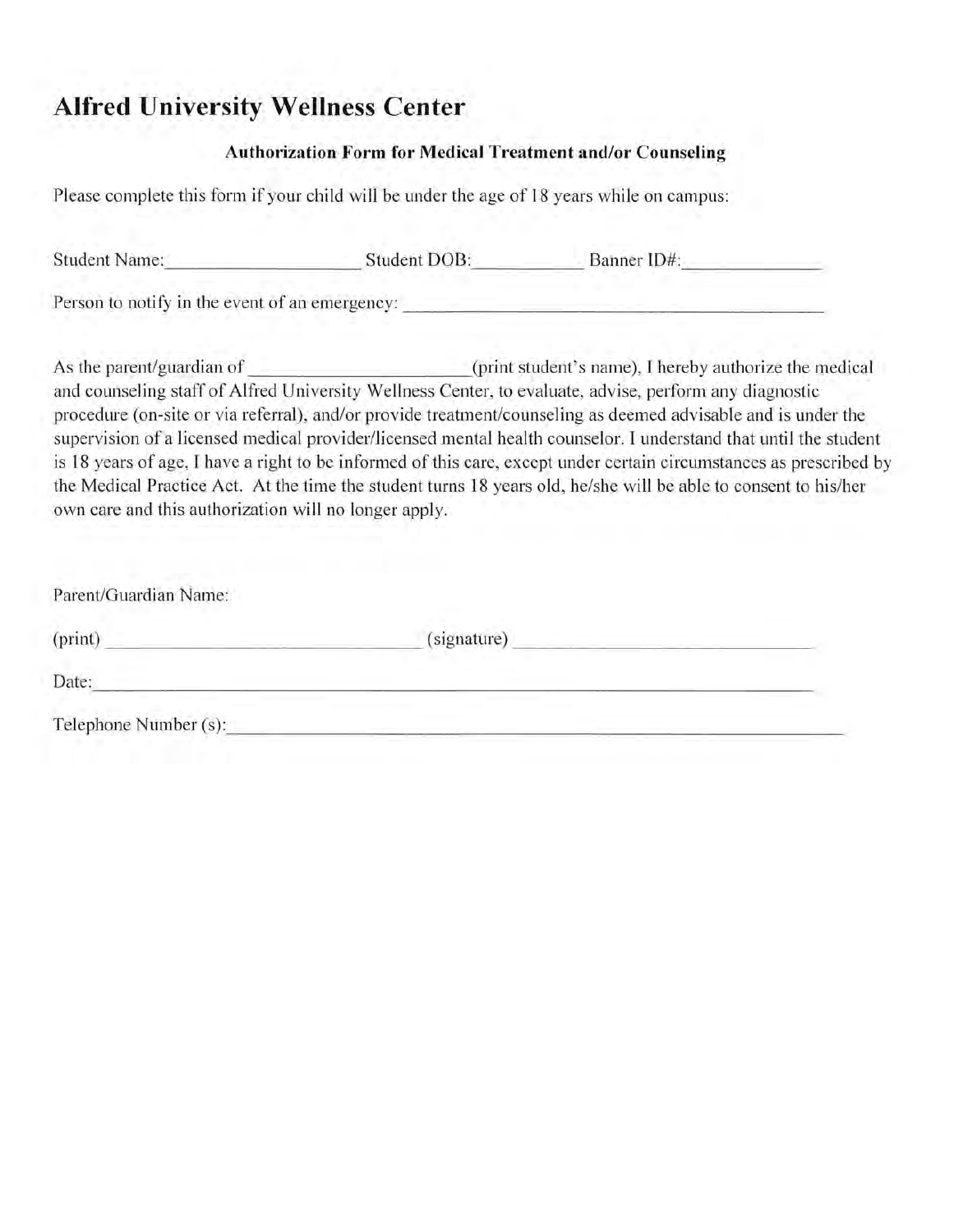# Alfred University Wellness Center

**Authorization Form for Medical Treatment and/or Counseling**

Please complete this form if your child will be under the age of 18 years while on campus:

Student Name:____________________ Student DOB:___________ Banner ID#:______________

Person to notify in the event of an emergency: ____________________________________________

As the parent/guardian of ______________________(print student's name), I hereby authorize the medical and counseling staff of Alfred University Wellness Center, to evaluate, advise, perform any diagnostic procedure (on-site or via referral), and/or provide treatment/counseling as deemed advisable and is under the supervision of a licensed medical provider/licensed mental health counselor. I understand that until the student is 18 years of age, I have a right to be informed of this care, except under certain circumstances as prescribed by the Medical Practice Act. At the time the student turns 18 years old, he/she will be able to consent to his/her own care and this authorization will no longer apply.

Parent/Guardian Name:

(print) ________________________________ (signature) ______________________________

Date:_____________________________________________________________________________

Telephone Number (s):______________________________________________________________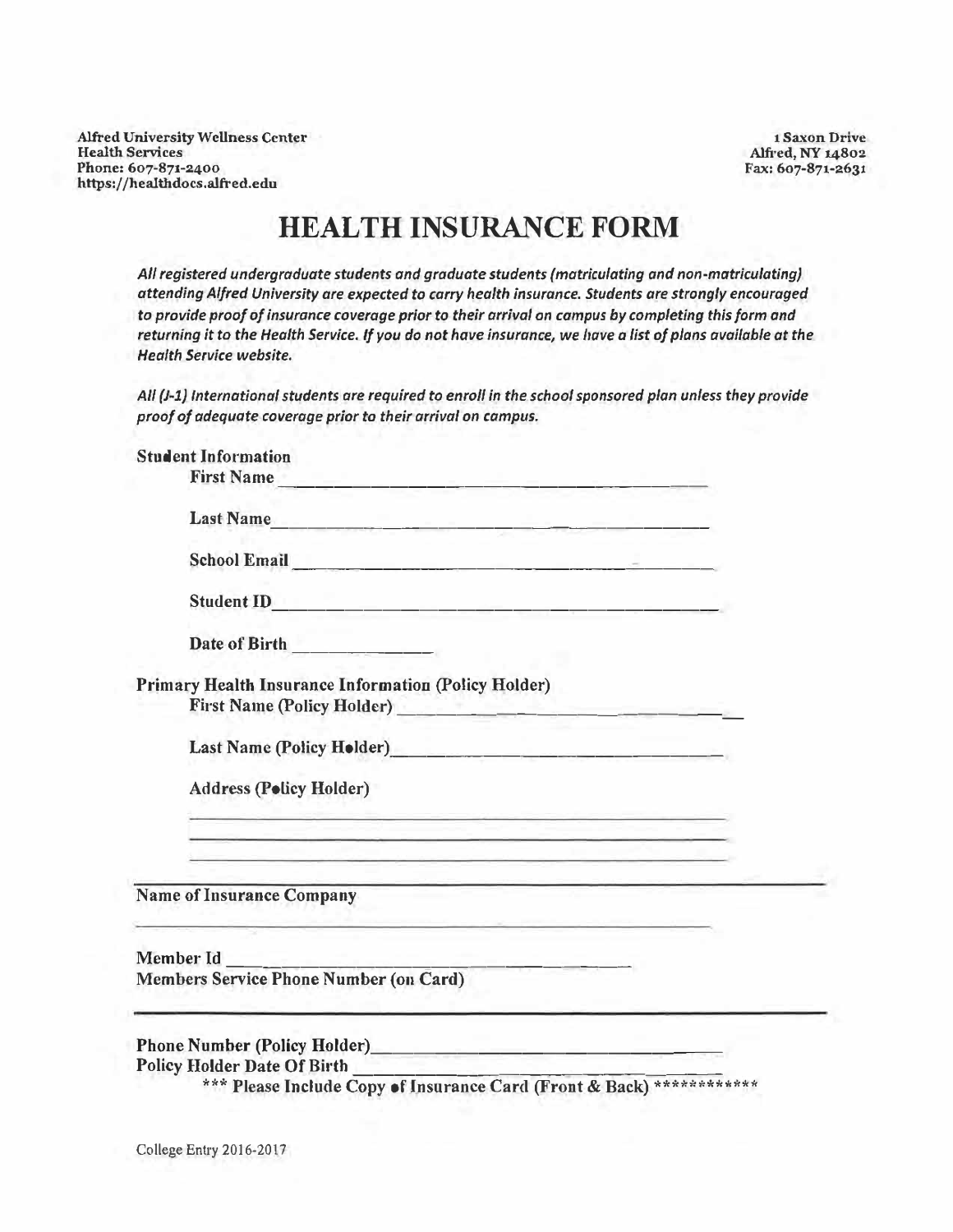Alfred University Wellness Center
Health Services
Phone: 607-871-2400
https://healthdocs.alfred.edu

1 Saxon Drive
Alfred, NY 14802
Fax: 607-871-2631

# HEALTH INSURANCE FORM

*All registered undergraduate students and graduate students (matriculating and non-matriculating) attending Alfred University are expected to carry health insurance. Students are strongly encouraged to provide proof of insurance coverage prior to their arrival on campus by completing this form and returning it to the Health Service. If you do not have insurance, we have a list of plans available at the Health Service website.*

*All (J-1) International students are required to enroll in the school sponsored plan unless they provide proof of adequate coverage prior to their arrival on campus.*

**Student Information**

**First Name** ______________________________

**Last Name** ______________________________

**School Email** ______________________________

**Student ID** ______________________________

**Date of Birth** ____________

**Primary Health Insurance Information (Policy Holder)**

**First Name (Policy Holder)** ______________________________

**Last Name (Policy Holder)** ______________________________

**Address (Policy Holder)**

______________________________

______________________________

______________________________

---

**Name of Insurance Company**

______________________________

**Member Id** ______________________________

**Members Service Phone Number (on Card)**

---

**Phone Number (Policy Holder)** ______________________________

**Policy Holder Date Of Birth** ______________________________

**\*\*\* Please Include Copy of Insurance Card (Front & Back) \*\*\*\*\*\*\*\*\*\*\*\***

College Entry 2016-2017